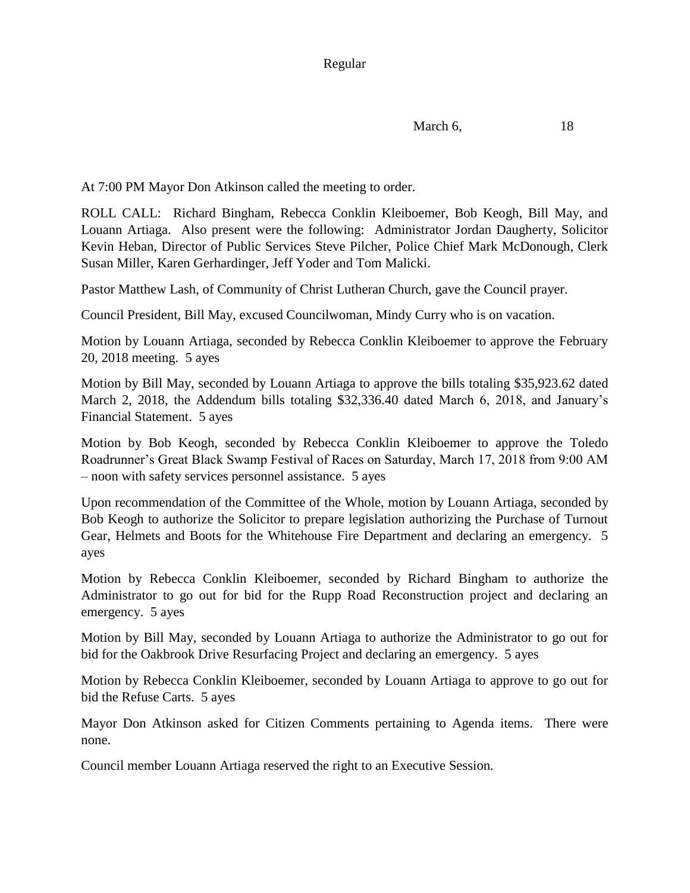Regular

March 6, 18

At 7:00 PM Mayor Don Atkinson called the meeting to order.

ROLL CALL: Richard Bingham, Rebecca Conklin Kleiboemer, Bob Keogh, Bill May, and Louann Artiaga. Also present were the following: Administrator Jordan Daugherty, Solicitor Kevin Heban, Director of Public Services Steve Pilcher, Police Chief Mark McDonough, Clerk Susan Miller, Karen Gerhardinger, Jeff Yoder and Tom Malicki.

Pastor Matthew Lash, of Community of Christ Lutheran Church, gave the Council prayer.

Council President, Bill May, excused Councilwoman, Mindy Curry who is on vacation.

Motion by Louann Artiaga, seconded by Rebecca Conklin Kleiboemer to approve the February 20, 2018 meeting. 5 ayes

Motion by Bill May, seconded by Louann Artiaga to approve the bills totaling $35,923.62 dated March 2, 2018, the Addendum bills totaling $32,336.40 dated March 6, 2018, and January's Financial Statement. 5 ayes

Motion by Bob Keogh, seconded by Rebecca Conklin Kleiboemer to approve the Toledo Roadrunner's Great Black Swamp Festival of Races on Saturday, March 17, 2018 from 9:00 AM – noon with safety services personnel assistance. 5 ayes

Upon recommendation of the Committee of the Whole, motion by Louann Artiaga, seconded by Bob Keogh to authorize the Solicitor to prepare legislation authorizing the Purchase of Turnout Gear, Helmets and Boots for the Whitehouse Fire Department and declaring an emergency. 5 ayes

Motion by Rebecca Conklin Kleiboemer, seconded by Richard Bingham to authorize the Administrator to go out for bid for the Rupp Road Reconstruction project and declaring an emergency. 5 ayes

Motion by Bill May, seconded by Louann Artiaga to authorize the Administrator to go out for bid for the Oakbrook Drive Resurfacing Project and declaring an emergency. 5 ayes

Motion by Rebecca Conklin Kleiboemer, seconded by Louann Artiaga to approve to go out for bid the Refuse Carts. 5 ayes

Mayor Don Atkinson asked for Citizen Comments pertaining to Agenda items. There were none.

Council member Louann Artiaga reserved the right to an Executive Session.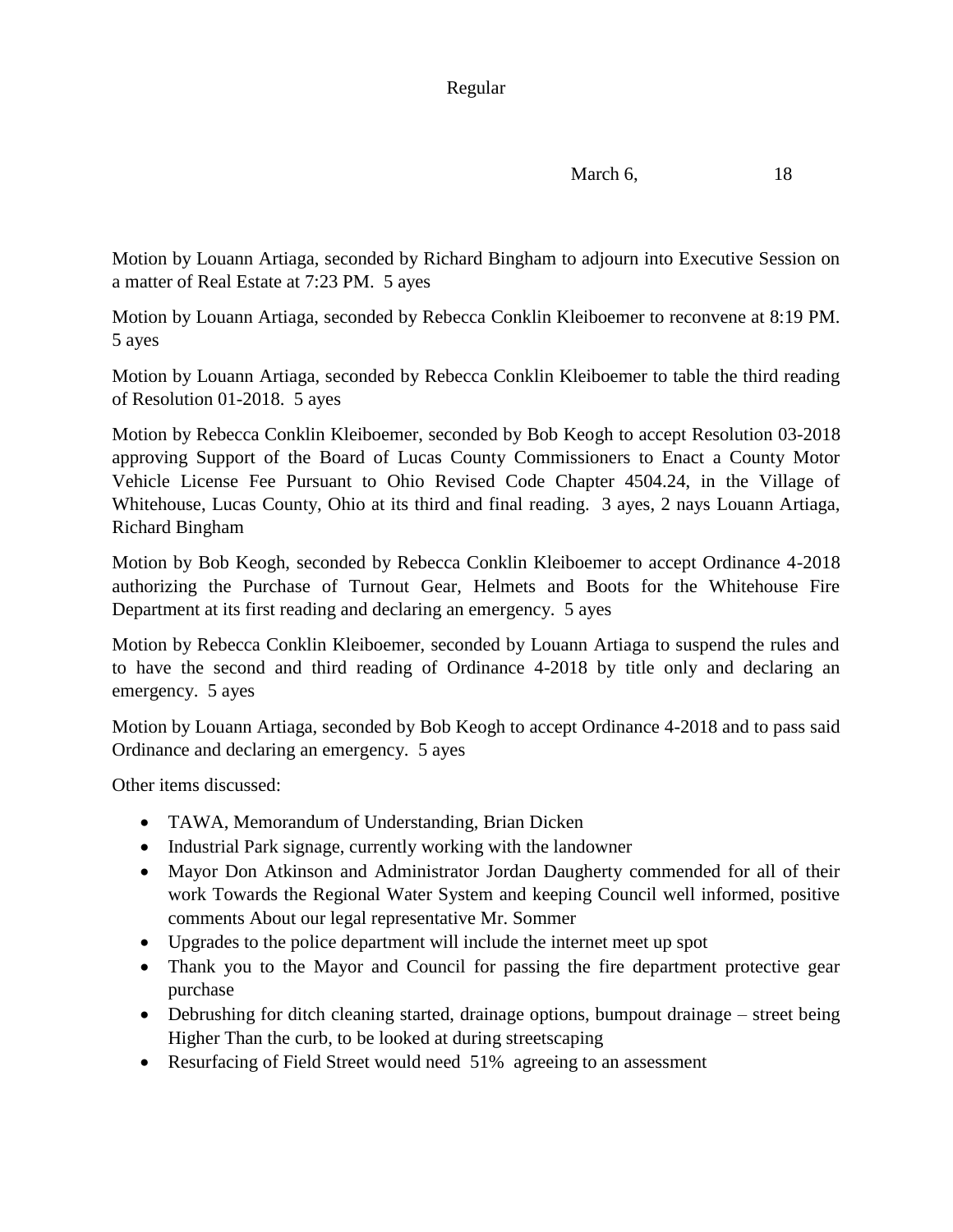Regular

March 6, 18

Motion by Louann Artiaga, seconded by Richard Bingham to adjourn into Executive Session on a matter of Real Estate at 7:23 PM. 5 ayes

Motion by Louann Artiaga, seconded by Rebecca Conklin Kleiboemer to reconvene at 8:19 PM. 5 ayes

Motion by Louann Artiaga, seconded by Rebecca Conklin Kleiboemer to table the third reading of Resolution 01-2018. 5 ayes

Motion by Rebecca Conklin Kleiboemer, seconded by Bob Keogh to accept Resolution 03-2018 approving Support of the Board of Lucas County Commissioners to Enact a County Motor Vehicle License Fee Pursuant to Ohio Revised Code Chapter 4504.24, in the Village of Whitehouse, Lucas County, Ohio at its third and final reading. 3 ayes, 2 nays Louann Artiaga, Richard Bingham

Motion by Bob Keogh, seconded by Rebecca Conklin Kleiboemer to accept Ordinance 4-2018 authorizing the Purchase of Turnout Gear, Helmets and Boots for the Whitehouse Fire Department at its first reading and declaring an emergency. 5 ayes

Motion by Rebecca Conklin Kleiboemer, seconded by Louann Artiaga to suspend the rules and to have the second and third reading of Ordinance 4-2018 by title only and declaring an emergency. 5 ayes

Motion by Louann Artiaga, seconded by Bob Keogh to accept Ordinance 4-2018 and to pass said Ordinance and declaring an emergency. 5 ayes

Other items discussed:

- TAWA, Memorandum of Understanding, Brian Dicken
- Industrial Park signage, currently working with the landowner
- Mayor Don Atkinson and Administrator Jordan Daugherty commended for all of their work Towards the Regional Water System and keeping Council well informed, positive comments About our legal representative Mr. Sommer
- Upgrades to the police department will include the internet meet up spot
- Thank you to the Mayor and Council for passing the fire department protective gear purchase
- Debrushing for ditch cleaning started, drainage options, bumpout drainage – street being Higher Than the curb, to be looked at during streetscaping
- Resurfacing of Field Street would need 51% agreeing to an assessment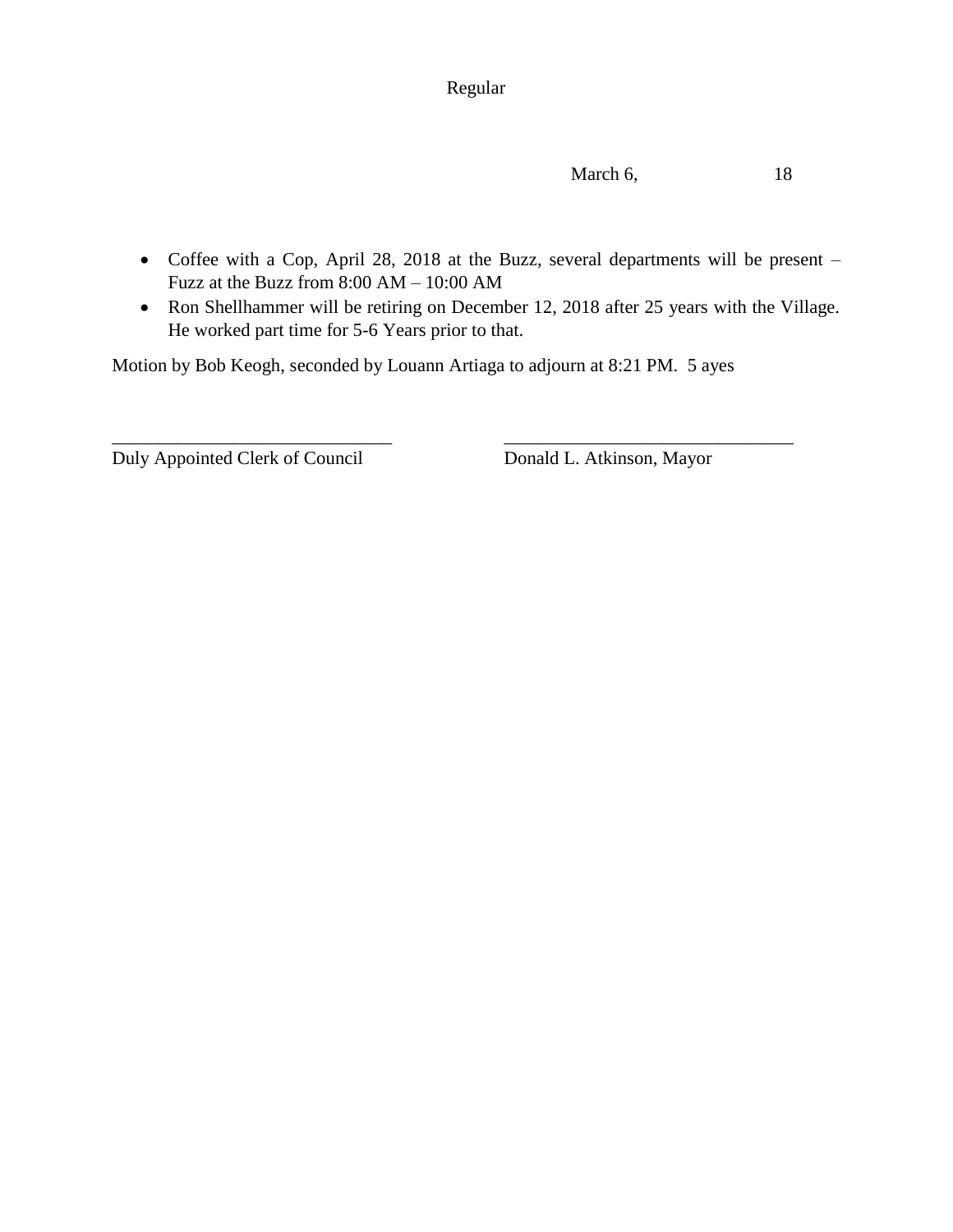- Coffee with a Cop, April 28, 2018 at the Buzz, several departments will be present – Fuzz at the Buzz from 8:00 AM – 10:00 AM
- Ron Shellhammer will be retiring on December 12, 2018 after 25 years with the Village. He worked part time for 5-6 Years prior to that.

Motion by Bob Keogh, seconded by Louann Artiaga to adjourn at 8:21 PM. 5 ayes

| | |
|---|---|
| ______________________________ | ________________________________ |
| Duly Appointed Clerk of Council | Donald L. Atkinson, Mayor |